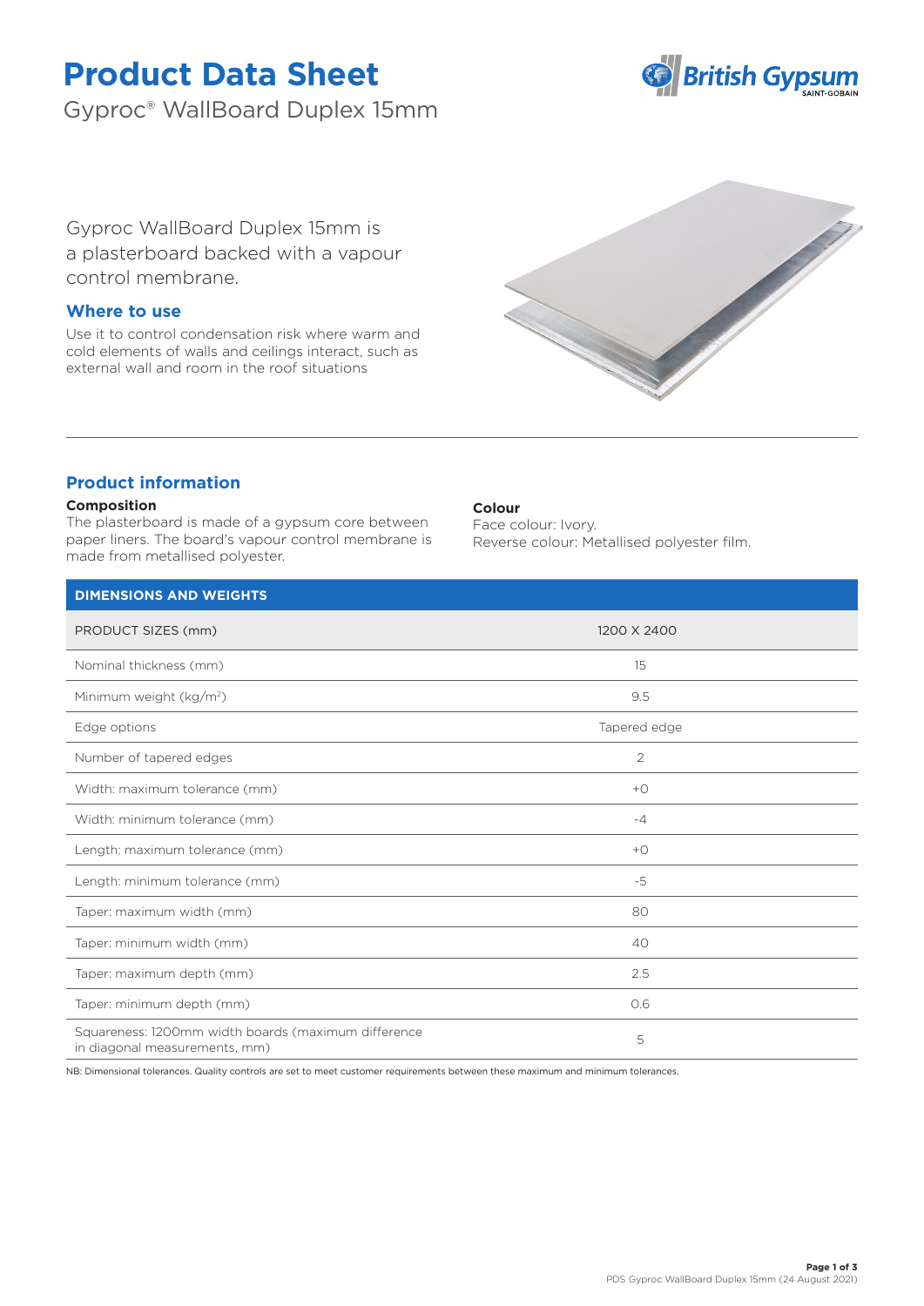# Product Data Sheet

Gyproc® WallBoard Duplex 15mm

Gyproc WallBoard Duplex 15mm is a plasterboard backed with a vapour control membrane.

## Where to use

Use it to control condensation risk where warm and cold elements of walls and ceilings interact, such as external wall and room in the roof situations

## Product information

### Composition

The plasterboard is made of a gypsum core between paper liners. The board's vapour control membrane is made from metallised polyester.

### Colour

Face colour: Ivory.
Reverse colour: Metallised polyester film.

| DIMENSIONS AND WEIGHTS | |
|---|---|
| PRODUCT SIZES (mm) | 1200 X 2400 |
| Nominal thickness (mm) | 15 |
| Minimum weight (kg/m²) | 9.5 |
| Edge options | Tapered edge |
| Number of tapered edges | 2 |
| Width: maximum tolerance (mm) | +0 |
| Width: minimum tolerance (mm) | -4 |
| Length: maximum tolerance (mm) | +0 |
| Length: minimum tolerance (mm) | -5 |
| Taper: maximum width (mm) | 80 |
| Taper: minimum width (mm) | 40 |
| Taper: maximum depth (mm) | 2.5 |
| Taper: minimum depth (mm) | 0.6 |
| Squareness: 1200mm width boards (maximum difference in diagonal measurements, mm) | 5 |

NB: Dimensional tolerances. Quality controls are set to meet customer requirements between these maximum and minimum tolerances.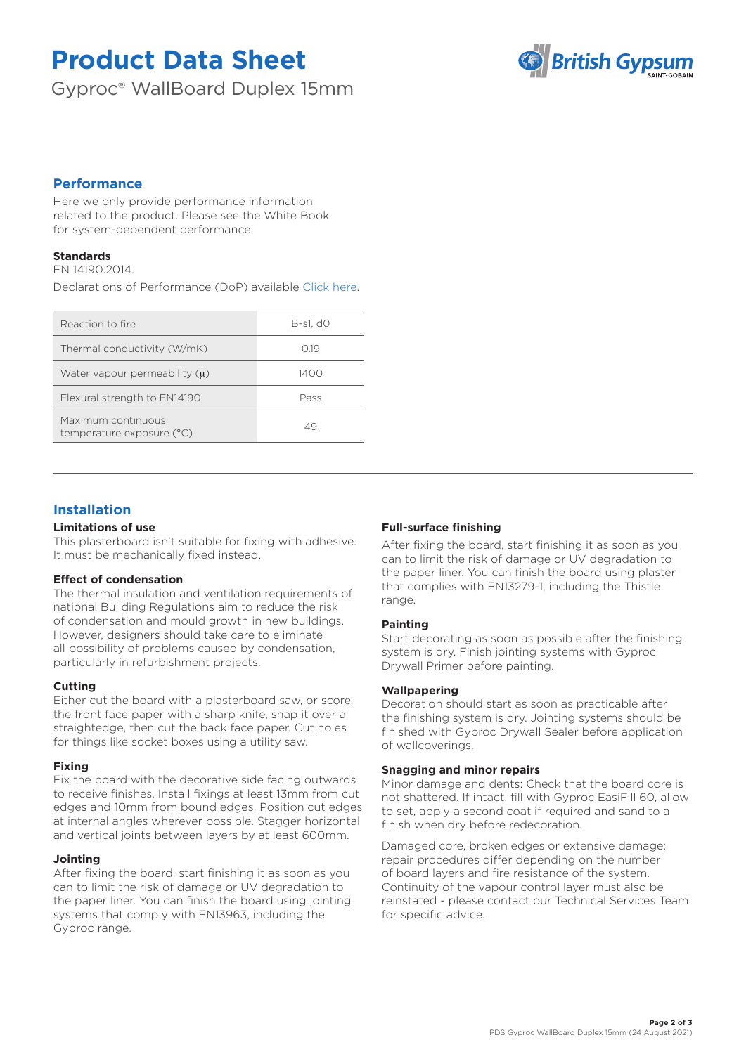# Product Data Sheet

Gyproc® WallBoard Duplex 15mm

## Performance

Here we only provide performance information related to the product. Please see the White Book for system-dependent performance.

### Standards

EN 14190:2014.

Declarations of Performance (DoP) available Click here.

| Property | Value |
| --- | --- |
| Reaction to fire | B-s1, d0 |
| Thermal conductivity (W/mK) | 0.19 |
| Water vapour permeability (μ) | 1400 |
| Flexural strength to EN14190 | Pass |
| Maximum continuous temperature exposure (°C) | 49 |

## Installation

### Limitations of use

This plasterboard isn't suitable for fixing with adhesive. It must be mechanically fixed instead.

### Effect of condensation

The thermal insulation and ventilation requirements of national Building Regulations aim to reduce the risk of condensation and mould growth in new buildings. However, designers should take care to eliminate all possibility of problems caused by condensation, particularly in refurbishment projects.

### Cutting

Either cut the board with a plasterboard saw, or score the front face paper with a sharp knife, snap it over a straightedge, then cut the back face paper. Cut holes for things like socket boxes using a utility saw.

### Fixing

Fix the board with the decorative side facing outwards to receive finishes. Install fixings at least 13mm from cut edges and 10mm from bound edges. Position cut edges at internal angles wherever possible. Stagger horizontal and vertical joints between layers by at least 600mm.

### Jointing

After fixing the board, start finishing it as soon as you can to limit the risk of damage or UV degradation to the paper liner. You can finish the board using jointing systems that comply with EN13963, including the Gyproc range.

### Full-surface finishing

After fixing the board, start finishing it as soon as you can to limit the risk of damage or UV degradation to the paper liner. You can finish the board using plaster that complies with EN13279-1, including the Thistle range.

### Painting

Start decorating as soon as possible after the finishing system is dry. Finish jointing systems with Gyproc Drywall Primer before painting.

### Wallpapering

Decoration should start as soon as practicable after the finishing system is dry. Jointing systems should be finished with Gyproc Drywall Sealer before application of wallcoverings.

### Snagging and minor repairs

Minor damage and dents: Check that the board core is not shattered. If intact, fill with Gyproc EasiFill 60, allow to set, apply a second coat if required and sand to a finish when dry before redecoration.

Damaged core, broken edges or extensive damage: repair procedures differ depending on the number of board layers and fire resistance of the system. Continuity of the vapour control layer must also be reinstated - please contact our Technical Services Team for specific advice.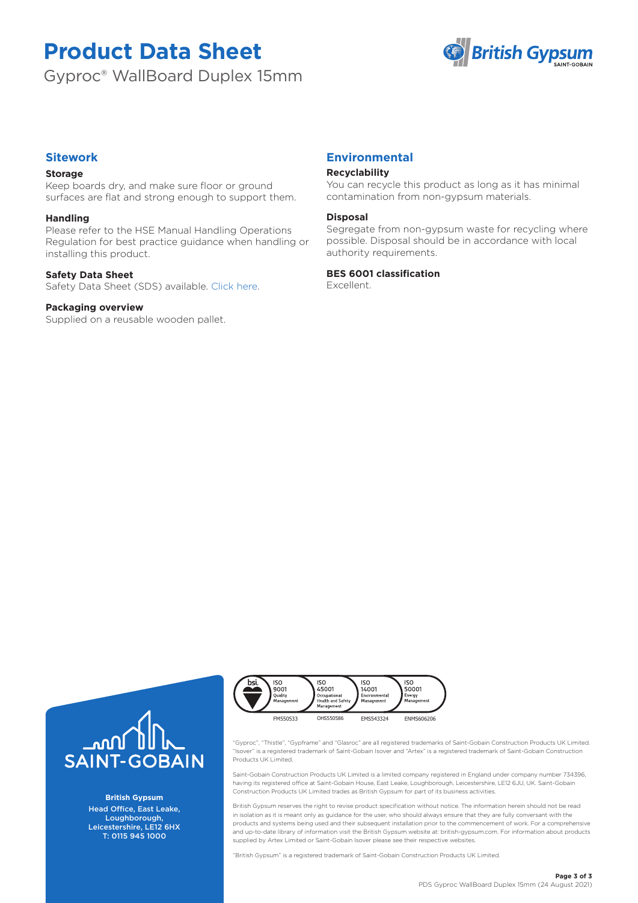## Sitework

**Storage**
Keep boards dry, and make sure floor or ground surfaces are flat and strong enough to support them.

**Handling**
Please refer to the HSE Manual Handling Operations Regulation for best practice guidance when handling or installing this product.

**Safety Data Sheet**
Safety Data Sheet (SDS) available. Click here.

**Packaging overview**
Supplied on a reusable wooden pallet.

## Environmental

**Recyclability**
You can recycle this product as long as it has minimal contamination from non-gypsum materials.

**Disposal**
Segregate from non-gypsum waste for recycling where possible. Disposal should be in accordance with local authority requirements.

**BES 6001 classification**
Excellent.

SAINT-GOBAIN

**British Gypsum**
Head Office, East Leake, Loughborough, Leicestershire, LE12 6HX
T: 0115 945 1000

ISO 9001 Quality Management FM550533
ISO 45001 Occupational Health and Safety Management OHS550586
ISO 14001 Environmental Management EMS543324
ISO 50001 Energy Management ENMS606206

"Gyproc", "Thistle", "Gypframe" and "Glasroc" are all registered trademarks of Saint-Gobain Construction Products UK Limited. "Isover" is a registered trademark of Saint-Gobain Isover and "Artex" is a registered trademark of Saint-Gobain Construction Products UK Limited.

Saint-Gobain Construction Products UK Limited is a limited company registered in England under company number 734396, having its registered office at Saint-Gobain House, East Leake, Loughborough, Leicestershire, LE12 6JU, UK. Saint-Gobain Construction Products UK Limited trades as British Gypsum for part of its business activities.

British Gypsum reserves the right to revise product specification without notice. The information herein should not be read in isolation as it is meant only as guidance for the user, who should always ensure that they are fully conversant with the products and systems being used and their subsequent installation prior to the commencement of work. For a comprehensive and up-to-date library of information visit the British Gypsum website at: british-gypsum.com. For information about products supplied by Artex Limited or Saint-Gobain Isover please see their respective websites.

"British Gypsum" is a registered trademark of Saint-Gobain Construction Products UK Limited.